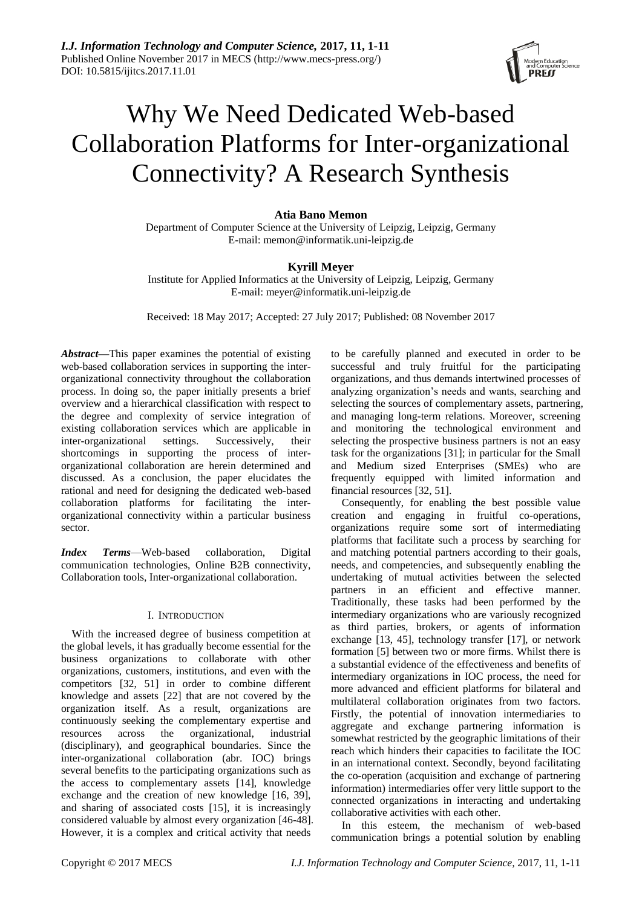# Why We Need Dedicated Web-based Collaboration Platforms for Inter-organizational Connectivity? A Research Synthesis

**Atia Bano Memon**

Department of Computer Science at the University of Leipzig, Leipzig, Germany
E-mail: memon@informatik.uni-leipzig.de

**Kyrill Meyer**

Institute for Applied Informatics at the University of Leipzig, Leipzig, Germany
E-mail: meyer@informatik.uni-leipzig.de

Received: 18 May 2017; Accepted: 27 July 2017; Published: 08 November 2017

***Abstract*****—**This paper examines the potential of existing web-based collaboration services in supporting the inter-organizational connectivity throughout the collaboration process. In doing so, the paper initially presents a brief overview and a hierarchical classification with respect to the degree and complexity of service integration of existing collaboration services which are applicable in inter-organizational settings. Successively, their shortcomings in supporting the process of inter-organizational collaboration are herein determined and discussed. As a conclusion, the paper elucidates the rational and need for designing the dedicated web-based collaboration platforms for facilitating the inter-organizational connectivity within a particular business sector.

***Index Terms***—Web-based collaboration, Digital communication technologies, Online B2B connectivity, Collaboration tools, Inter-organizational collaboration.

## I. Introduction

With the increased degree of business competition at the global levels, it has gradually become essential for the business organizations to collaborate with other organizations, customers, institutions, and even with the competitors [32, 51] in order to combine different knowledge and assets [22] that are not covered by the organization itself. As a result, organizations are continuously seeking the complementary expertise and resources across the organizational, industrial (disciplinary), and geographical boundaries. Since the inter-organizational collaboration (abr. IOC) brings several benefits to the participating organizations such as the access to complementary assets [14], knowledge exchange and the creation of new knowledge [16, 39], and sharing of associated costs [15], it is increasingly considered valuable by almost every organization [46-48]. However, it is a complex and critical activity that needs to be carefully planned and executed in order to be successful and truly fruitful for the participating organizations, and thus demands intertwined processes of analyzing organization's needs and wants, searching and selecting the sources of complementary assets, partnering, and managing long-term relations. Moreover, screening and monitoring the technological environment and selecting the prospective business partners is not an easy task for the organizations [31]; in particular for the Small and Medium sized Enterprises (SMEs) who are frequently equipped with limited information and financial resources [32, 51].

Consequently, for enabling the best possible value creation and engaging in fruitful co-operations, organizations require some sort of intermediating platforms that facilitate such a process by searching for and matching potential partners according to their goals, needs, and competencies, and subsequently enabling the undertaking of mutual activities between the selected partners in an efficient and effective manner. Traditionally, these tasks had been performed by the intermediary organizations who are variously recognized as third parties, brokers, or agents of information exchange [13, 45], technology transfer [17], or network formation [5] between two or more firms. Whilst there is a substantial evidence of the effectiveness and benefits of intermediary organizations in IOC process, the need for more advanced and efficient platforms for bilateral and multilateral collaboration originates from two factors. Firstly, the potential of innovation intermediaries to aggregate and exchange partnering information is somewhat restricted by the geographic limitations of their reach which hinders their capacities to facilitate the IOC in an international context. Secondly, beyond facilitating the co-operation (acquisition and exchange of partnering information) intermediaries offer very little support to the connected organizations in interacting and undertaking collaborative activities with each other.

In this esteem, the mechanism of web-based communication brings a potential solution by enabling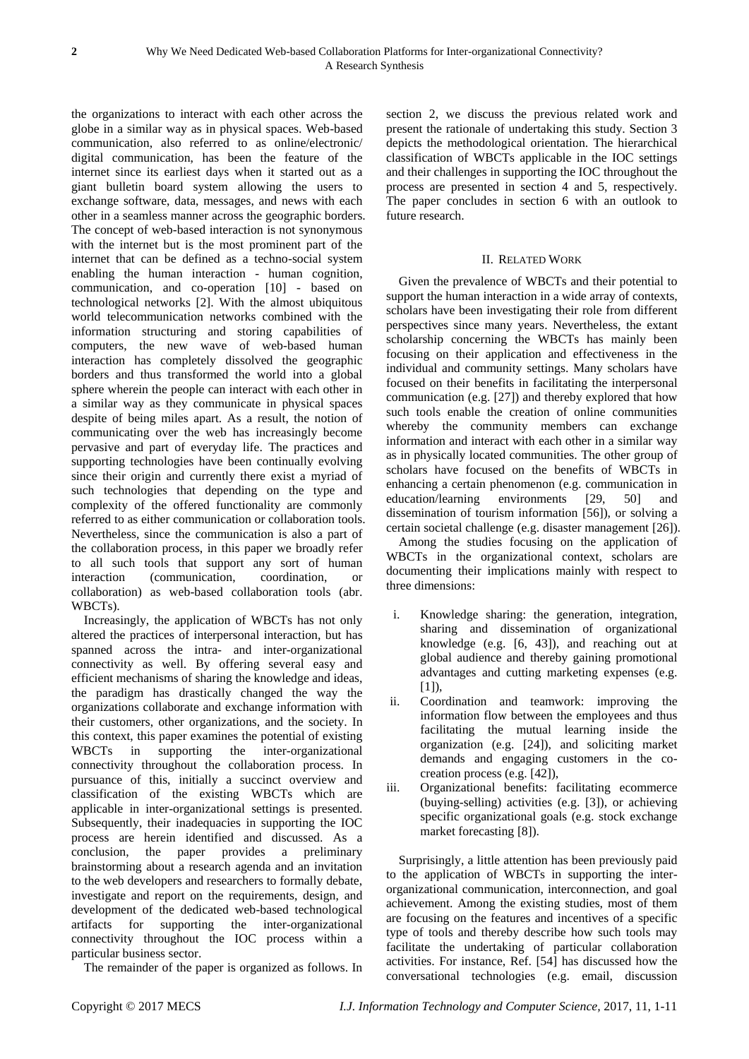the organizations to interact with each other across the globe in a similar way as in physical spaces. Web-based communication, also referred to as online/electronic/ digital communication, has been the feature of the internet since its earliest days when it started out as a giant bulletin board system allowing the users to exchange software, data, messages, and news with each other in a seamless manner across the geographic borders. The concept of web-based interaction is not synonymous with the internet but is the most prominent part of the internet that can be defined as a techno-social system enabling the human interaction - human cognition, communication, and co-operation [10] - based on technological networks [2]. With the almost ubiquitous world telecommunication networks combined with the information structuring and storing capabilities of computers, the new wave of web-based human interaction has completely dissolved the geographic borders and thus transformed the world into a global sphere wherein the people can interact with each other in a similar way as they communicate in physical spaces despite of being miles apart. As a result, the notion of communicating over the web has increasingly become pervasive and part of everyday life. The practices and supporting technologies have been continually evolving since their origin and currently there exist a myriad of such technologies that depending on the type and complexity of the offered functionality are commonly referred to as either communication or collaboration tools. Nevertheless, since the communication is also a part of the collaboration process, in this paper we broadly refer to all such tools that support any sort of human interaction (communication, coordination, or collaboration) as web-based collaboration tools (abr. WBCTs).

Increasingly, the application of WBCTs has not only altered the practices of interpersonal interaction, but has spanned across the intra- and inter-organizational connectivity as well. By offering several easy and efficient mechanisms of sharing the knowledge and ideas, the paradigm has drastically changed the way the organizations collaborate and exchange information with their customers, other organizations, and the society. In this context, this paper examines the potential of existing WBCTs in supporting the inter-organizational connectivity throughout the collaboration process. In pursuance of this, initially a succinct overview and classification of the existing WBCTs which are applicable in inter-organizational settings is presented. Subsequently, their inadequacies in supporting the IOC process are herein identified and discussed. As a conclusion, the paper provides a preliminary brainstorming about a research agenda and an invitation to the web developers and researchers to formally debate, investigate and report on the requirements, design, and development of the dedicated web-based technological artifacts for supporting the inter-organizational connectivity throughout the IOC process within a particular business sector.

The remainder of the paper is organized as follows. In section 2, we discuss the previous related work and present the rationale of undertaking this study. Section 3 depicts the methodological orientation. The hierarchical classification of WBCTs applicable in the IOC settings and their challenges in supporting the IOC throughout the process are presented in section 4 and 5, respectively. The paper concludes in section 6 with an outlook to future research.

## II. Related Work

Given the prevalence of WBCTs and their potential to support the human interaction in a wide array of contexts, scholars have been investigating their role from different perspectives since many years. Nevertheless, the extant scholarship concerning the WBCTs has mainly been focusing on their application and effectiveness in the individual and community settings. Many scholars have focused on their benefits in facilitating the interpersonal communication (e.g. [27]) and thereby explored that how such tools enable the creation of online communities whereby the community members can exchange information and interact with each other in a similar way as in physically located communities. The other group of scholars have focused on the benefits of WBCTs in enhancing a certain phenomenon (e.g. communication in education/learning environments [29, 50] and dissemination of tourism information [56]), or solving a certain societal challenge (e.g. disaster management [26]).

Among the studies focusing on the application of WBCTs in the organizational context, scholars are documenting their implications mainly with respect to three dimensions:

i. Knowledge sharing: the generation, integration, sharing and dissemination of organizational knowledge (e.g. [6, 43]), and reaching out at global audience and thereby gaining promotional advantages and cutting marketing expenses (e.g. [1]),
ii. Coordination and teamwork: improving the information flow between the employees and thus facilitating the mutual learning inside the organization (e.g. [24]), and soliciting market demands and engaging customers in the co-creation process (e.g. [42]),
iii. Organizational benefits: facilitating ecommerce (buying-selling) activities (e.g. [3]), or achieving specific organizational goals (e.g. stock exchange market forecasting [8]).

Surprisingly, a little attention has been previously paid to the application of WBCTs in supporting the inter-organizational communication, interconnection, and goal achievement. Among the existing studies, most of them are focusing on the features and incentives of a specific type of tools and thereby describe how such tools may facilitate the undertaking of particular collaboration activities. For instance, Ref. [54] has discussed how the conversational technologies (e.g. email, discussion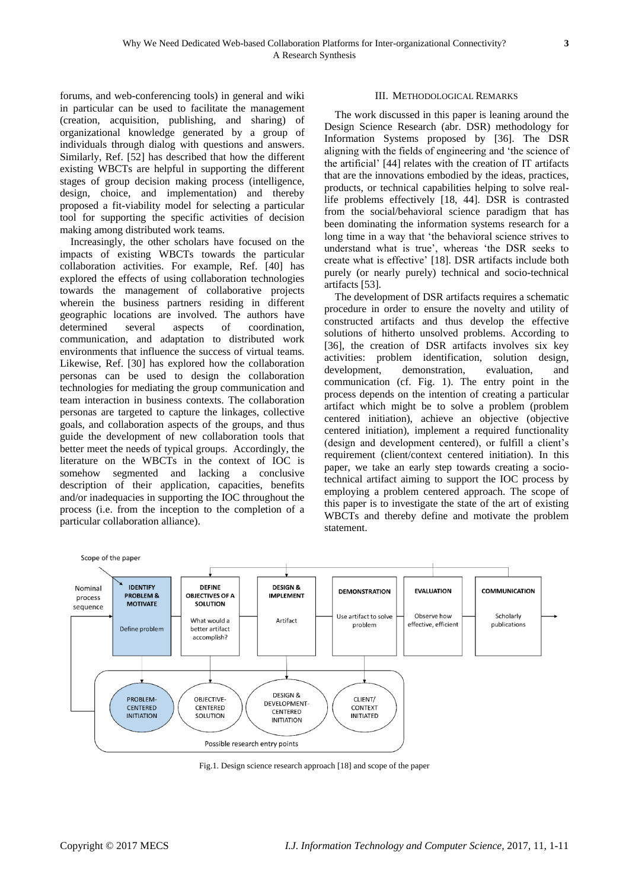forums, and web-conferencing tools) in general and wiki in particular can be used to facilitate the management (creation, acquisition, publishing, and sharing) of organizational knowledge generated by a group of individuals through dialog with questions and answers. Similarly, Ref. [52] has described that how the different existing WBCTs are helpful in supporting the different stages of group decision making process (intelligence, design, choice, and implementation) and thereby proposed a fit-viability model for selecting a particular tool for supporting the specific activities of decision making among distributed work teams.

Increasingly, the other scholars have focused on the impacts of existing WBCTs towards the particular collaboration activities. For example, Ref. [40] has explored the effects of using collaboration technologies towards the management of collaborative projects wherein the business partners residing in different geographic locations are involved. The authors have determined several aspects of coordination, communication, and adaptation to distributed work environments that influence the success of virtual teams. Likewise, Ref. [30] has explored how the collaboration personas can be used to design the collaboration technologies for mediating the group communication and team interaction in business contexts. The collaboration personas are targeted to capture the linkages, collective goals, and collaboration aspects of the groups, and thus guide the development of new collaboration tools that better meet the needs of typical groups. Accordingly, the literature on the WBCTs in the context of IOC is somehow segmented and lacking a conclusive description of their application, capacities, benefits and/or inadequacies in supporting the IOC throughout the process (i.e. from the inception to the completion of a particular collaboration alliance).

## III. Methodological Remarks

The work discussed in this paper is leaning around the Design Science Research (abr. DSR) methodology for Information Systems proposed by [36]. The DSR aligning with the fields of engineering and 'the science of the artificial' [44] relates with the creation of IT artifacts that are the innovations embodied by the ideas, practices, products, or technical capabilities helping to solve real-life problems effectively [18, 44]. DSR is contrasted from the social/behavioral science paradigm that has been dominating the information systems research for a long time in a way that 'the behavioral science strives to understand what is true', whereas 'the DSR seeks to create what is effective' [18]. DSR artifacts include both purely (or nearly purely) technical and socio-technical artifacts [53].

The development of DSR artifacts requires a schematic procedure in order to ensure the novelty and utility of constructed artifacts and thus develop the effective solutions of hitherto unsolved problems. According to [36], the creation of DSR artifacts involves six key activities: problem identification, solution design, development, demonstration, evaluation, and communication (cf. Fig. 1). The entry point in the process depends on the intention of creating a particular artifact which might be to solve a problem (problem centered initiation), achieve an objective (objective centered initiation), implement a required functionality (design and development centered), or fulfill a client's requirement (client/context centered initiation). In this paper, we take an early step towards creating a socio-technical artifact aiming to support the IOC process by employing a problem centered approach. The scope of this paper is to investigate the state of the art of existing WBCTs and thereby define and motivate the problem statement.

Scope of the paper

Nominal process sequence → **IDENTIFY PROBLEM & MOTIVATE** (Define problem) → **DEFINE OBJECTIVES OF A SOLUTION** (What would a better artifact accomplish?) → **DESIGN & IMPLEMENT** (Artifact) → **DEMONSTRATION** (Use artifact to solve problem) → **EVALUATION** (Observe how effective, efficient) → **COMMUNICATION** (Scholarly publications)

Possible research entry points: PROBLEM-CENTERED INITIATION; OBJECTIVE-CENTERED SOLUTION; DESIGN & DEVELOPMENT-CENTERED INITIATION; CLIENT/CONTEXT INITIATED

Fig.1. Design science research approach [18] and scope of the paper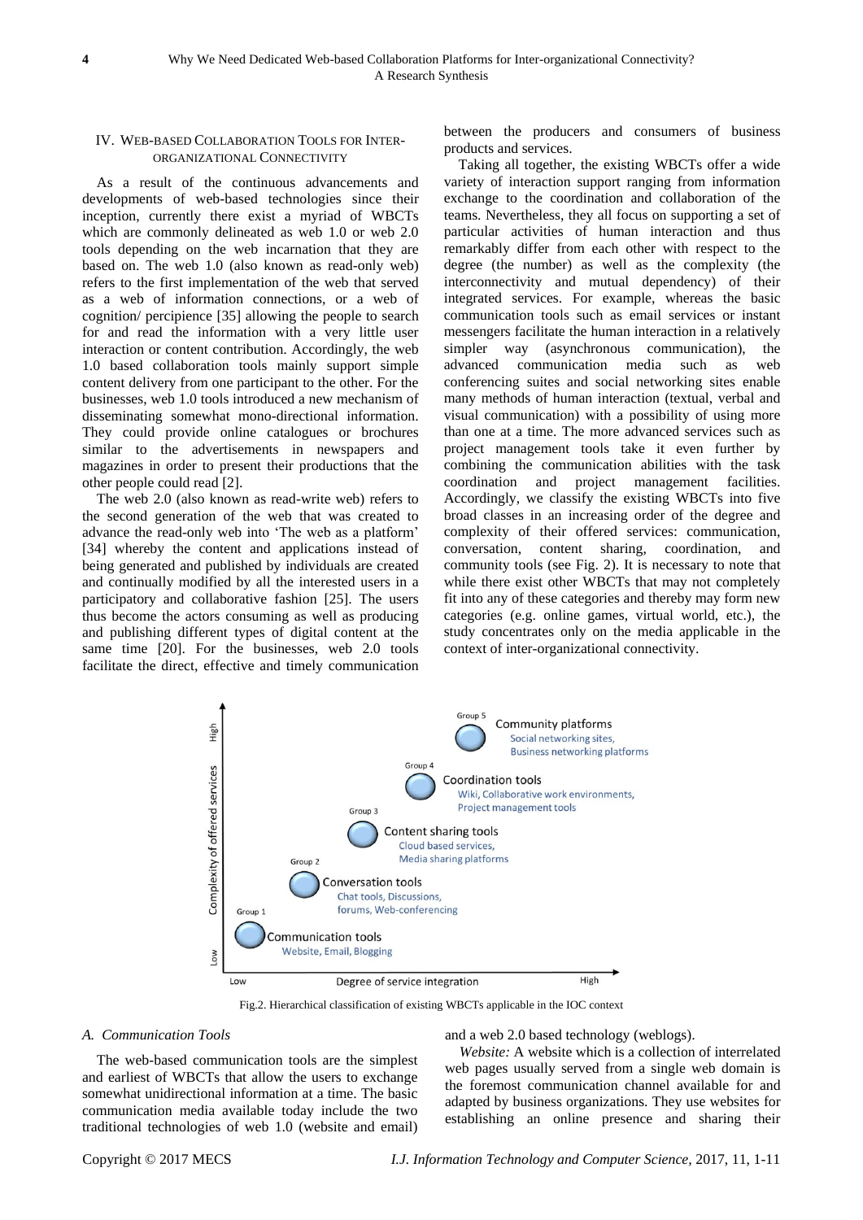## IV. Web-based Collaboration Tools for Inter-organizational Connectivity

As a result of the continuous advancements and developments of web-based technologies since their inception, currently there exist a myriad of WBCTs which are commonly delineated as web 1.0 or web 2.0 tools depending on the web incarnation that they are based on. The web 1.0 (also known as read-only web) refers to the first implementation of the web that served as a web of information connections, or a web of cognition/ percipience [35] allowing the people to search for and read the information with a very little user interaction or content contribution. Accordingly, the web 1.0 based collaboration tools mainly support simple content delivery from one participant to the other. For the businesses, web 1.0 tools introduced a new mechanism of disseminating somewhat mono-directional information. They could provide online catalogues or brochures similar to the advertisements in newspapers and magazines in order to present their productions that the other people could read [2].

The web 2.0 (also known as read-write web) refers to the second generation of the web that was created to advance the read-only web into 'The web as a platform' [34] whereby the content and applications instead of being generated and published by individuals are created and continually modified by all the interested users in a participatory and collaborative fashion [25]. The users thus become the actors consuming as well as producing and publishing different types of digital content at the same time [20]. For the businesses, web 2.0 tools facilitate the direct, effective and timely communication between the producers and consumers of business products and services.

Taking all together, the existing WBCTs offer a wide variety of interaction support ranging from information exchange to the coordination and collaboration of the teams. Nevertheless, they all focus on supporting a set of particular activities of human interaction and thus remarkably differ from each other with respect to the degree (the number) as well as the complexity (the interconnectivity and mutual dependency) of their integrated services. For example, whereas the basic communication tools such as email services or instant messengers facilitate the human interaction in a relatively simpler way (asynchronous communication), the advanced communication media such as web conferencing suites and social networking sites enable many methods of human interaction (textual, verbal and visual communication) with a possibility of using more than one at a time. The more advanced services such as project management tools take it even further by combining the communication abilities with the task coordination and project management facilities. Accordingly, we classify the existing WBCTs into five broad classes in an increasing order of the degree and complexity of their offered services: communication, conversation, content sharing, coordination, and community tools (see Fig. 2). It is necessary to note that while there exist other WBCTs that may not completely fit into any of these categories and thereby may form new categories (e.g. online games, virtual world, etc.), the study concentrates only on the media applicable in the context of inter-organizational connectivity.

Group 5 — Community platforms: Social networking sites, Business networking platforms
Group 4 — Coordination tools: Wiki, Collaborative work environments, Project management tools
Group 3 — Content sharing tools: Cloud based services, Media sharing platforms
Group 2 — Conversation tools: Chat tools, Discussions, forums, Web-conferencing
Group 1 — Communication tools: Website, Email, Blogging

(Vertical axis: Complexity of offered services, Low to High; Horizontal axis: Degree of service integration, Low to High)

Fig.2. Hierarchical classification of existing WBCTs applicable in the IOC context

### A. Communication Tools

The web-based communication tools are the simplest and earliest of WBCTs that allow the users to exchange somewhat unidirectional information at a time. The basic communication media available today include the two traditional technologies of web 1.0 (website and email) and a web 2.0 based technology (weblogs).

*Website:* A website which is a collection of interrelated web pages usually served from a single web domain is the foremost communication channel available for and adapted by business organizations. They use websites for establishing an online presence and sharing their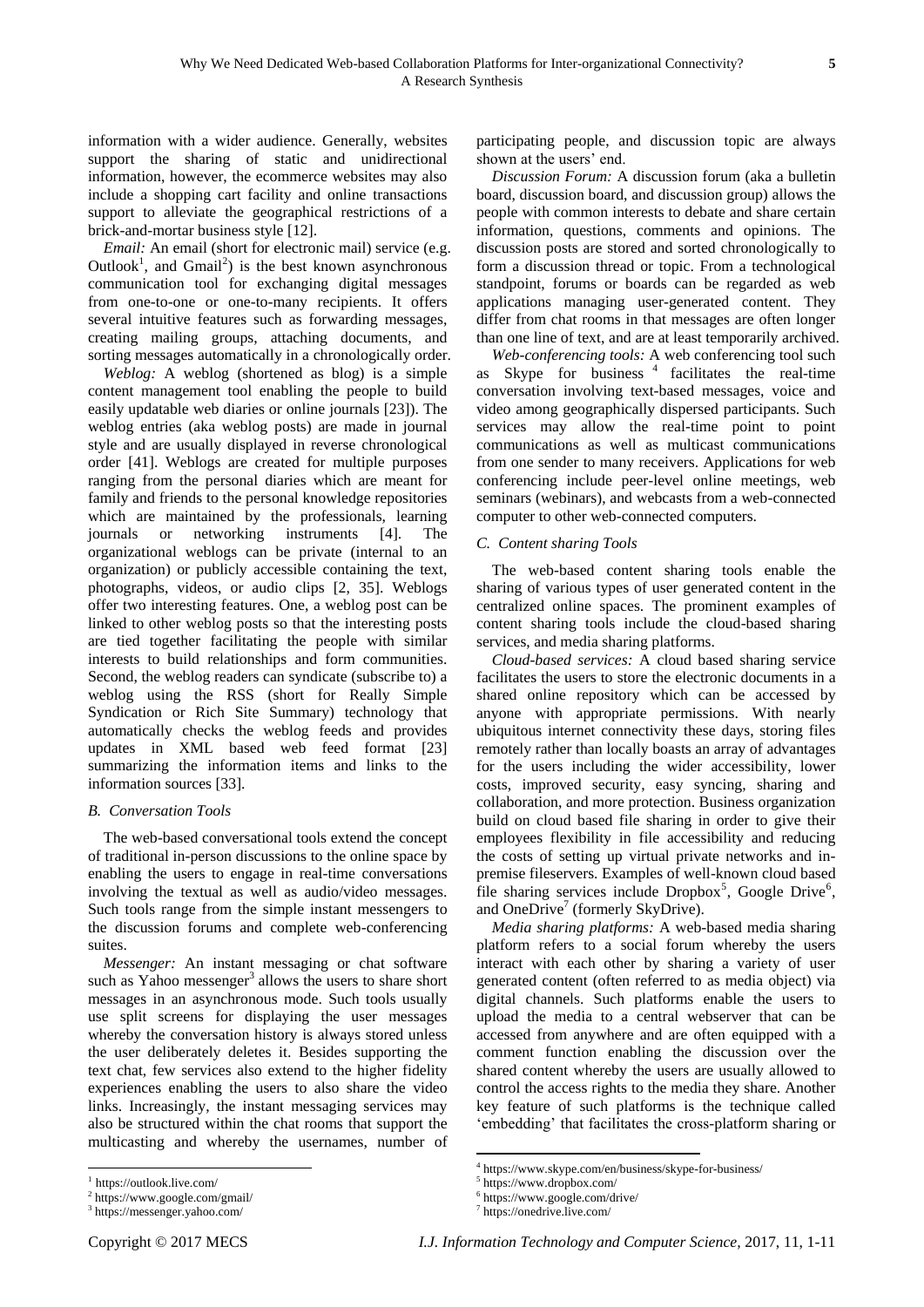information with a wider audience. Generally, websites support the sharing of static and unidirectional information, however, the ecommerce websites may also include a shopping cart facility and online transactions support to alleviate the geographical restrictions of a brick-and-mortar business style [12].

*Email:* An email (short for electronic mail) service (e.g. Outlook[1], and Gmail[2]) is the best known asynchronous communication tool for exchanging digital messages from one-to-one or one-to-many recipients. It offers several intuitive features such as forwarding messages, creating mailing groups, attaching documents, and sorting messages automatically in a chronologically order.

*Weblog:* A weblog (shortened as blog) is a simple content management tool enabling the people to build easily updatable web diaries or online journals [23]). The weblog entries (aka weblog posts) are made in journal style and are usually displayed in reverse chronological order [41]. Weblogs are created for multiple purposes ranging from the personal diaries which are meant for family and friends to the personal knowledge repositories which are maintained by the professionals, learning journals or networking instruments [4]. The organizational weblogs can be private (internal to an organization) or publicly accessible containing the text, photographs, videos, or audio clips [2, 35]. Weblogs offer two interesting features. One, a weblog post can be linked to other weblog posts so that the interesting posts are tied together facilitating the people with similar interests to build relationships and form communities. Second, the weblog readers can syndicate (subscribe to) a weblog using the RSS (short for Really Simple Syndication or Rich Site Summary) technology that automatically checks the weblog feeds and provides updates in XML based web feed format [23] summarizing the information items and links to the information sources [33].

### B. Conversation Tools

The web-based conversational tools extend the concept of traditional in-person discussions to the online space by enabling the users to engage in real-time conversations involving the textual as well as audio/video messages. Such tools range from the simple instant messengers to the discussion forums and complete web-conferencing suites.

*Messenger:* An instant messaging or chat software such as Yahoo messenger[3] allows the users to share short messages in an asynchronous mode. Such tools usually use split screens for displaying the user messages whereby the conversation history is always stored unless the user deliberately deletes it. Besides supporting the text chat, few services also extend to the higher fidelity experiences enabling the users to also share the video links. Increasingly, the instant messaging services may also be structured within the chat rooms that support the multicasting and whereby the usernames, number of participating people, and discussion topic are always shown at the users' end.

*Discussion Forum:* A discussion forum (aka a bulletin board, discussion board, and discussion group) allows the people with common interests to debate and share certain information, questions, comments and opinions. The discussion posts are stored and sorted chronologically to form a discussion thread or topic. From a technological standpoint, forums or boards can be regarded as web applications managing user-generated content. They differ from chat rooms in that messages are often longer than one line of text, and are at least temporarily archived.

*Web-conferencing tools:* A web conferencing tool such as Skype for business[4] facilitates the real-time conversation involving text-based messages, voice and video among geographically dispersed participants. Such services may allow the real-time point to point communications as well as multicast communications from one sender to many receivers. Applications for web conferencing include peer-level online meetings, web seminars (webinars), and webcasts from a web-connected computer to other web-connected computers.

### C. Content sharing Tools

The web-based content sharing tools enable the sharing of various types of user generated content in the centralized online spaces. The prominent examples of content sharing tools include the cloud-based sharing services, and media sharing platforms.

*Cloud-based services:* A cloud based sharing service facilitates the users to store the electronic documents in a shared online repository which can be accessed by anyone with appropriate permissions. With nearly ubiquitous internet connectivity these days, storing files remotely rather than locally boasts an array of advantages for the users including the wider accessibility, lower costs, improved security, easy syncing, sharing and collaboration, and more protection. Business organization build on cloud based file sharing in order to give their employees flexibility in file accessibility and reducing the costs of setting up virtual private networks and in-premise fileservers. Examples of well-known cloud based file sharing services include Dropbox[5], Google Drive[6], and OneDrive[7] (formerly SkyDrive).

*Media sharing platforms:* A web-based media sharing platform refers to a social forum whereby the users interact with each other by sharing a variety of user generated content (often referred to as media object) via digital channels. Such platforms enable the users to upload the media to a central webserver that can be accessed from anywhere and are often equipped with a comment function enabling the discussion over the shared content whereby the users are usually allowed to control the access rights to the media they share. Another key feature of such platforms is the technique called 'embedding' that facilitates the cross-platform sharing or

---

[1] https://outlook.live.com/

[2] https://www.google.com/gmail/

[3] https://messenger.yahoo.com/

[4] https://www.skype.com/en/business/skype-for-business/

[5] https://www.dropbox.com/

[6] https://www.google.com/drive/

[7] https://onedrive.live.com/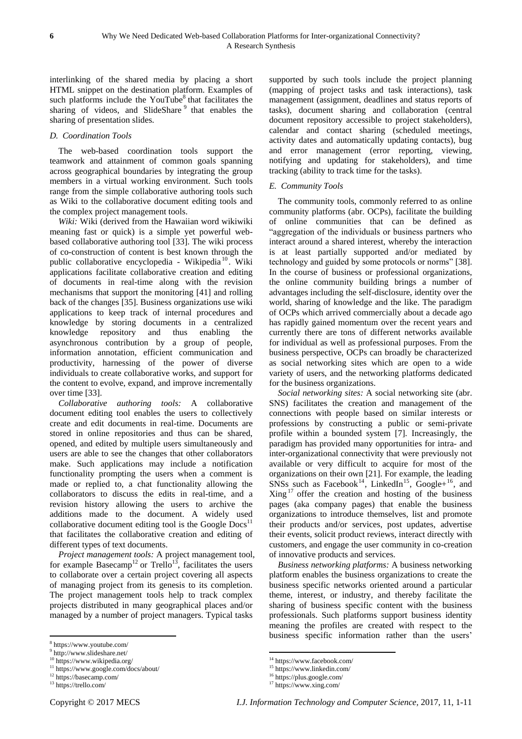interlinking of the shared media by placing a short HTML snippet on the destination platform. Examples of such platforms include the YouTube[8] that facilitates the sharing of videos, and SlideShare[9] that enables the sharing of presentation slides.

### D. Coordination Tools

The web-based coordination tools support the teamwork and attainment of common goals spanning across geographical boundaries by integrating the group members in a virtual working environment. Such tools range from the simple collaborative authoring tools such as Wiki to the collaborative document editing tools and the complex project management tools.

*Wiki:* Wiki (derived from the Hawaiian word wikiwiki meaning fast or quick) is a simple yet powerful web-based collaborative authoring tool [33]. The wiki process of co-construction of content is best known through the public collaborative encyclopedia - Wikipedia[10]. Wiki applications facilitate collaborative creation and editing of documents in real-time along with the revision mechanisms that support the monitoring [41] and rolling back of the changes [35]. Business organizations use wiki applications to keep track of internal procedures and knowledge by storing documents in a centralized knowledge repository and thus enabling the asynchronous contribution by a group of people, information annotation, efficient communication and productivity, harnessing of the power of diverse individuals to create collaborative works, and support for the content to evolve, expand, and improve incrementally over time [33].

*Collaborative authoring tools:* A collaborative document editing tool enables the users to collectively create and edit documents in real-time. Documents are stored in online repositories and thus can be shared, opened, and edited by multiple users simultaneously and users are able to see the changes that other collaborators make. Such applications may include a notification functionality prompting the users when a comment is made or replied to, a chat functionality allowing the collaborators to discuss the edits in real-time, and a revision history allowing the users to archive the additions made to the document. A widely used collaborative document editing tool is the Google Docs[11] that facilitates the collaborative creation and editing of different types of text documents.

*Project management tools:* A project management tool, for example Basecamp[12] or Trello[13], facilitates the users to collaborate over a certain project covering all aspects of managing project from its genesis to its completion. The project management tools help to track complex projects distributed in many geographical places and/or managed by a number of project managers. Typical tasks supported by such tools include the project planning (mapping of project tasks and task interactions), task management (assignment, deadlines and status reports of tasks), document sharing and collaboration (central document repository accessible to project stakeholders), calendar and contact sharing (scheduled meetings, activity dates and automatically updating contacts), bug and error management (error reporting, viewing, notifying and updating for stakeholders), and time tracking (ability to track time for the tasks).

### E. Community Tools

The community tools, commonly referred to as online community platforms (abr. OCPs), facilitate the building of online communities that can be defined as "aggregation of the individuals or business partners who interact around a shared interest, whereby the interaction is at least partially supported and/or mediated by technology and guided by some protocols or norms" [38]. In the course of business or professional organizations, the online community building brings a number of advantages including the self-disclosure, identity over the world, sharing of knowledge and the like. The paradigm of OCPs which arrived commercially about a decade ago has rapidly gained momentum over the recent years and currently there are tons of different networks available for individual as well as professional purposes. From the business perspective, OCPs can broadly be characterized as social networking sites which are open to a wide variety of users, and the networking platforms dedicated for the business organizations.

*Social networking sites:* A social networking site (abr. SNS) facilitates the creation and management of the connections with people based on similar interests or professions by constructing a public or semi-private profile within a bounded system [7]. Increasingly, the paradigm has provided many opportunities for intra- and inter-organizational connectivity that were previously not available or very difficult to acquire for most of the organizations on their own [21]. For example, the leading SNSs such as Facebook[14], LinkedIn[15], Google+[16], and Xing[17] offer the creation and hosting of the business pages (aka company pages) that enable the business organizations to introduce themselves, list and promote their products and/or services, post updates, advertise their events, solicit product reviews, interact directly with customers, and engage the user community in co-creation of innovative products and services.

*Business networking platforms:* A business networking platform enables the business organizations to create the business specific networks oriented around a particular theme, interest, or industry, and thereby facilitate the sharing of business specific content with the business professionals. Such platforms support business identity meaning the profiles are created with respect to the business specific information rather than the users'

---

[8] https://www.youtube.com/
[9] http://www.slideshare.net/
[10] https://www.wikipedia.org/
[11] https://www.google.com/docs/about/
[12] https://basecamp.com/
[13] https://trello.com/
[14] https://www.facebook.com/
[15] https://www.linkedin.com/
[16] https://plus.google.com/
[17] https://www.xing.com/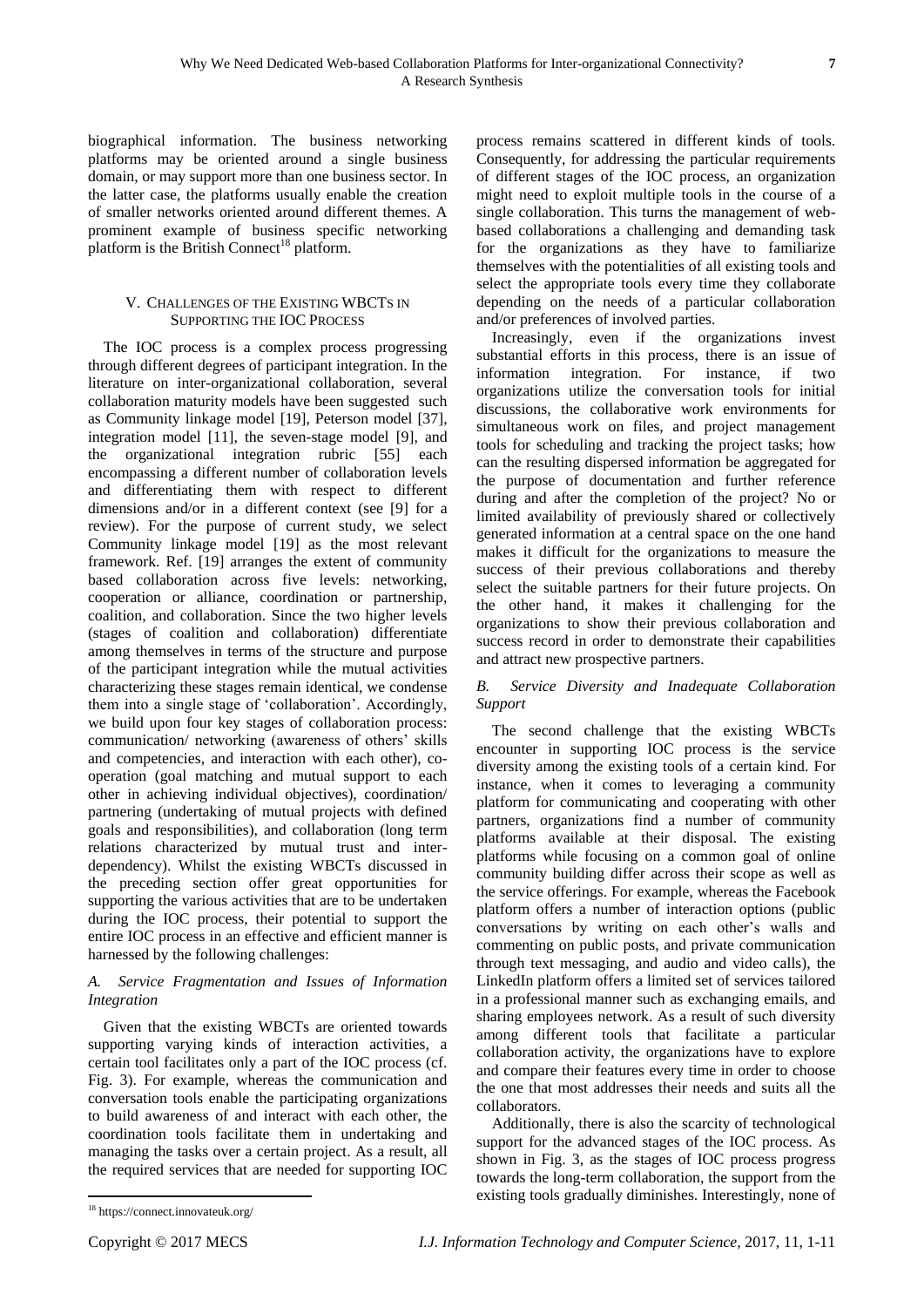biographical information. The business networking platforms may be oriented around a single business domain, or may support more than one business sector. In the latter case, the platforms usually enable the creation of smaller networks oriented around different themes. A prominent example of business specific networking platform is the British Connect[18] platform.

## V. Challenges of the Existing WBCTs in Supporting the IOC Process

The IOC process is a complex process progressing through different degrees of participant integration. In the literature on inter-organizational collaboration, several collaboration maturity models have been suggested such as Community linkage model [19], Peterson model [37], integration model [11], the seven-stage model [9], and the organizational integration rubric [55] each encompassing a different number of collaboration levels and differentiating them with respect to different dimensions and/or in a different context (see [9] for a review). For the purpose of current study, we select Community linkage model [19] as the most relevant framework. Ref. [19] arranges the extent of community based collaboration across five levels: networking, cooperation or alliance, coordination or partnership, coalition, and collaboration. Since the two higher levels (stages of coalition and collaboration) differentiate among themselves in terms of the structure and purpose of the participant integration while the mutual activities characterizing these stages remain identical, we condense them into a single stage of 'collaboration'. Accordingly, we build upon four key stages of collaboration process: communication/ networking (awareness of others' skills and competencies, and interaction with each other), co-operation (goal matching and mutual support to each other in achieving individual objectives), coordination/ partnering (undertaking of mutual projects with defined goals and responsibilities), and collaboration (long term relations characterized by mutual trust and inter-dependency). Whilst the existing WBCTs discussed in the preceding section offer great opportunities for supporting the various activities that are to be undertaken during the IOC process, their potential to support the entire IOC process in an effective and efficient manner is harnessed by the following challenges:

### *A. Service Fragmentation and Issues of Information Integration*

Given that the existing WBCTs are oriented towards supporting varying kinds of interaction activities, a certain tool facilitates only a part of the IOC process (cf. Fig. 3). For example, whereas the communication and conversation tools enable the participating organizations to build awareness of and interact with each other, the coordination tools facilitate them in undertaking and managing the tasks over a certain project. As a result, all the required services that are needed for supporting IOC process remains scattered in different kinds of tools. Consequently, for addressing the particular requirements of different stages of the IOC process, an organization might need to exploit multiple tools in the course of a single collaboration. This turns the management of web-based collaborations a challenging and demanding task for the organizations as they have to familiarize themselves with the potentialities of all existing tools and select the appropriate tools every time they collaborate depending on the needs of a particular collaboration and/or preferences of involved parties.

Increasingly, even if the organizations invest substantial efforts in this process, there is an issue of information integration. For instance, if two organizations utilize the conversation tools for initial discussions, the collaborative work environments for simultaneous work on files, and project management tools for scheduling and tracking the project tasks; how can the resulting dispersed information be aggregated for the purpose of documentation and further reference during and after the completion of the project? No or limited availability of previously shared or collectively generated information at a central space on the one hand makes it difficult for the organizations to measure the success of their previous collaborations and thereby select the suitable partners for their future projects. On the other hand, it makes it challenging for the organizations to show their previous collaboration and success record in order to demonstrate their capabilities and attract new prospective partners.

### *B. Service Diversity and Inadequate Collaboration Support*

The second challenge that the existing WBCTs encounter in supporting IOC process is the service diversity among the existing tools of a certain kind. For instance, when it comes to leveraging a community platform for communicating and cooperating with other partners, organizations find a number of community platforms available at their disposal. The existing platforms while focusing on a common goal of online community building differ across their scope as well as the service offerings. For example, whereas the Facebook platform offers a number of interaction options (public conversations by writing on each other's walls and commenting on public posts, and private communication through text messaging, and audio and video calls), the LinkedIn platform offers a limited set of services tailored in a professional manner such as exchanging emails, and sharing employees network. As a result of such diversity among different tools that facilitate a particular collaboration activity, the organizations have to explore and compare their features every time in order to choose the one that most addresses their needs and suits all the collaborators.

Additionally, there is also the scarcity of technological support for the advanced stages of the IOC process. As shown in Fig. 3, as the stages of IOC process progress towards the long-term collaboration, the support from the existing tools gradually diminishes. Interestingly, none of

[18] https://connect.innovateuk.org/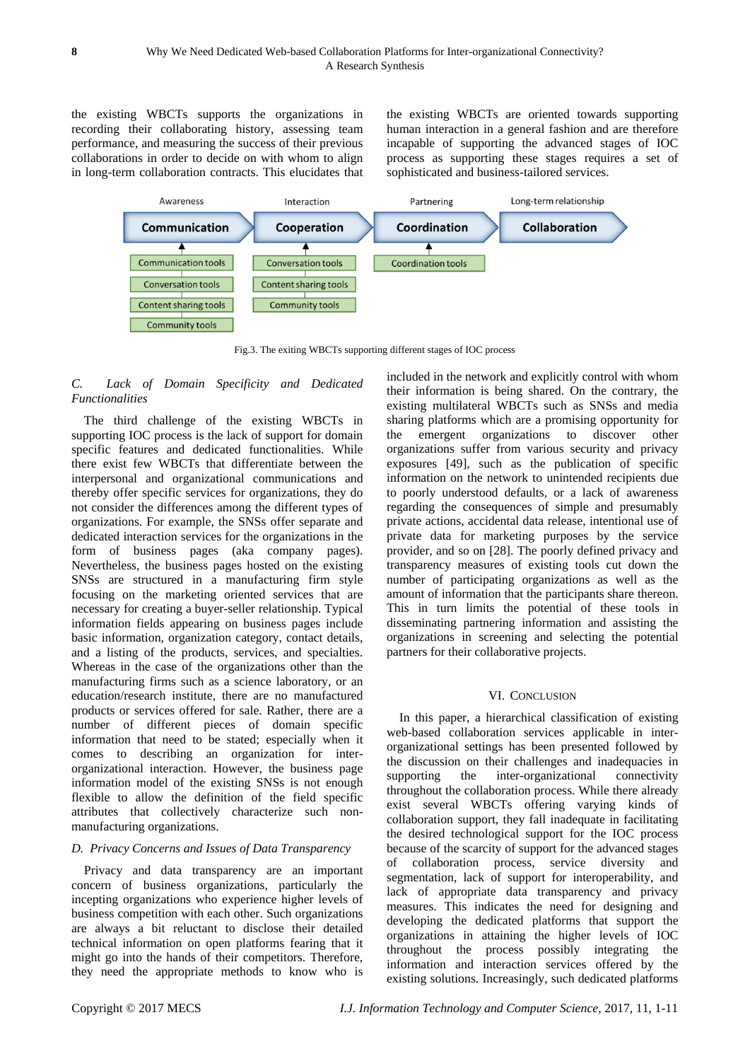the existing WBCTs supports the organizations in recording their collaborating history, assessing team performance, and measuring the success of their previous collaborations in order to decide on with whom to align in long-term collaboration contracts. This elucidates that the existing WBCTs are oriented towards supporting human interaction in a general fashion and are therefore incapable of supporting the advanced stages of IOC process as supporting these stages requires a set of sophisticated and business-tailored services.

Fig.3. The exiting WBCTs supporting different stages of IOC process

### *C. Lack of Domain Specificity and Dedicated Functionalities*

The third challenge of the existing WBCTs in supporting IOC process is the lack of support for domain specific features and dedicated functionalities. While there exist few WBCTs that differentiate between the interpersonal and organizational communications and thereby offer specific services for organizations, they do not consider the differences among the different types of organizations. For example, the SNSs offer separate and dedicated interaction services for the organizations in the form of business pages (aka company pages). Nevertheless, the business pages hosted on the existing SNSs are structured in a manufacturing firm style focusing on the marketing oriented services that are necessary for creating a buyer-seller relationship. Typical information fields appearing on business pages include basic information, organization category, contact details, and a listing of the products, services, and specialties. Whereas in the case of the organizations other than the manufacturing firms such as a science laboratory, or an education/research institute, there are no manufactured products or services offered for sale. Rather, there are a number of different pieces of domain specific information that need to be stated; especially when it comes to describing an organization for inter-organizational interaction. However, the business page information model of the existing SNSs is not enough flexible to allow the definition of the field specific attributes that collectively characterize such non-manufacturing organizations.

### *D. Privacy Concerns and Issues of Data Transparency*

Privacy and data transparency are an important concern of business organizations, particularly the incepting organizations who experience higher levels of business competition with each other. Such organizations are always a bit reluctant to disclose their detailed technical information on open platforms fearing that it might go into the hands of their competitors. Therefore, they need the appropriate methods to know who is included in the network and explicitly control with whom their information is being shared. On the contrary, the existing multilateral WBCTs such as SNSs and media sharing platforms which are a promising opportunity for the emergent organizations to discover other organizations suffer from various security and privacy exposures [49], such as the publication of specific information on the network to unintended recipients due to poorly understood defaults, or a lack of awareness regarding the consequences of simple and presumably private actions, accidental data release, intentional use of private data for marketing purposes by the service provider, and so on [28]. The poorly defined privacy and transparency measures of existing tools cut down the number of participating organizations as well as the amount of information that the participants share thereon. This in turn limits the potential of these tools in disseminating partnering information and assisting the organizations in screening and selecting the potential partners for their collaborative projects.

## VI. Conclusion

In this paper, a hierarchical classification of existing web-based collaboration services applicable in inter-organizational settings has been presented followed by the discussion on their challenges and inadequacies in supporting the inter-organizational connectivity throughout the collaboration process. While there already exist several WBCTs offering varying kinds of collaboration support, they fall inadequate in facilitating the desired technological support for the IOC process because of the scarcity of support for the advanced stages of collaboration process, service diversity and segmentation, lack of support for interoperability, and lack of appropriate data transparency and privacy measures. This indicates the need for designing and developing the dedicated platforms that support the organizations in attaining the higher levels of IOC throughout the process possibly integrating the information and interaction services offered by the existing solutions. Increasingly, such dedicated platforms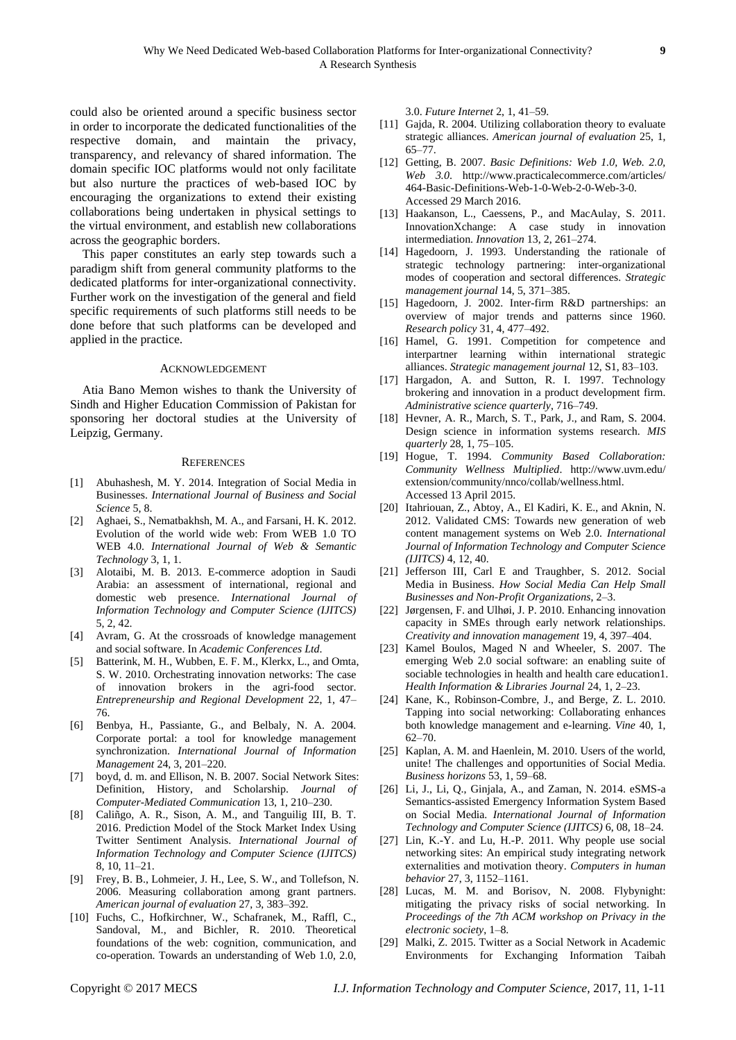could also be oriented around a specific business sector in order to incorporate the dedicated functionalities of the respective domain, and maintain the privacy, transparency, and relevancy of shared information. The domain specific IOC platforms would not only facilitate but also nurture the practices of web-based IOC by encouraging the organizations to extend their existing collaborations being undertaken in physical settings to the virtual environment, and establish new collaborations across the geographic borders.

This paper constitutes an early step towards such a paradigm shift from general community platforms to the dedicated platforms for inter-organizational connectivity. Further work on the investigation of the general and field specific requirements of such platforms still needs to be done before that such platforms can be developed and applied in the practice.

## Acknowledgement

Atia Bano Memon wishes to thank the University of Sindh and Higher Education Commission of Pakistan for sponsoring her doctoral studies at the University of Leipzig, Germany.

## References

[1] Abuhashesh, M. Y. 2014. Integration of Social Media in Businesses. *International Journal of Business and Social Science* 5, 8.

[2] Aghaei, S., Nematbakhsh, M. A., and Farsani, H. K. 2012. Evolution of the world wide web: From WEB 1.0 TO WEB 4.0. *International Journal of Web & Semantic Technology* 3, 1, 1.

[3] Alotaibi, M. B. 2013. E-commerce adoption in Saudi Arabia: an assessment of international, regional and domestic web presence. *International Journal of Information Technology and Computer Science (IJITCS)* 5, 2, 42.

[4] Avram, G. At the crossroads of knowledge management and social software. In *Academic Conferences Ltd*.

[5] Batterink, M. H., Wubben, E. F. M., Klerkx, L., and Omta, S. W. 2010. Orchestrating innovation networks: The case of innovation brokers in the agri-food sector. *Entrepreneurship and Regional Development* 22, 1, 47–76.

[6] Benbya, H., Passiante, G., and Belbaly, N. A. 2004. Corporate portal: a tool for knowledge management synchronization. *International Journal of Information Management* 24, 3, 201–220.

[7] boyd, d. m. and Ellison, N. B. 2007. Social Network Sites: Definition, History, and Scholarship. *Journal of Computer-Mediated Communication* 13, 1, 210–230.

[8] Caliñgo, A. R., Sison, A. M., and Tanguilig III, B. T. 2016. Prediction Model of the Stock Market Index Using Twitter Sentiment Analysis. *International Journal of Information Technology and Computer Science (IJITCS)* 8, 10, 11–21.

[9] Frey, B. B., Lohmeier, J. H., Lee, S. W., and Tollefson, N. 2006. Measuring collaboration among grant partners. *American journal of evaluation* 27, 3, 383–392.

[10] Fuchs, C., Hofkirchner, W., Schafranek, M., Raffl, C., Sandoval, M., and Bichler, R. 2010. Theoretical foundations of the web: cognition, communication, and co-operation. Towards an understanding of Web 1.0, 2.0, 3.0. *Future Internet* 2, 1, 41–59.

[11] Gajda, R. 2004. Utilizing collaboration theory to evaluate strategic alliances. *American journal of evaluation* 25, 1, 65–77.

[12] Getting, B. 2007. *Basic Definitions: Web 1.0, Web. 2.0, Web 3.0*. http://www.practicalecommerce.com/articles/464-Basic-Definitions-Web-1-0-Web-2-0-Web-3-0. Accessed 29 March 2016.

[13] Haakanson, L., Caessens, P., and MacAulay, S. 2011. InnovationXchange: A case study in innovation intermediation. *Innovation* 13, 2, 261–274.

[14] Hagedoorn, J. 1993. Understanding the rationale of strategic technology partnering: inter-organizational modes of cooperation and sectoral differences. *Strategic management journal* 14, 5, 371–385.

[15] Hagedoorn, J. 2002. Inter-firm R&D partnerships: an overview of major trends and patterns since 1960. *Research policy* 31, 4, 477–492.

[16] Hamel, G. 1991. Competition for competence and interpartner learning within international strategic alliances. *Strategic management journal* 12, S1, 83–103.

[17] Hargadon, A. and Sutton, R. I. 1997. Technology brokering and innovation in a product development firm. *Administrative science quarterly*, 716–749.

[18] Hevner, A. R., March, S. T., Park, J., and Ram, S. 2004. Design science in information systems research. *MIS quarterly* 28, 1, 75–105.

[19] Hogue, T. 1994. *Community Based Collaboration: Community Wellness Multiplied*. http://www.uvm.edu/extension/community/nnco/collab/wellness.html. Accessed 13 April 2015.

[20] Itahriouan, Z., Abtoy, A., El Kadiri, K. E., and Aknin, N. 2012. Validated CMS: Towards new generation of web content management systems on Web 2.0. *International Journal of Information Technology and Computer Science (IJITCS)* 4, 12, 40.

[21] Jefferson III, Carl E and Traughber, S. 2012. Social Media in Business. *How Social Media Can Help Small Businesses and Non-Profit Organizations*, 2–3.

[22] Jørgensen, F. and Ulhøi, J. P. 2010. Enhancing innovation capacity in SMEs through early network relationships. *Creativity and innovation management* 19, 4, 397–404.

[23] Kamel Boulos, Maged N and Wheeler, S. 2007. The emerging Web 2.0 social software: an enabling suite of sociable technologies in health and health care education1. *Health Information & Libraries Journal* 24, 1, 2–23.

[24] Kane, K., Robinson-Combre, J., and Berge, Z. L. 2010. Tapping into social networking: Collaborating enhances both knowledge management and e-learning. *Vine* 40, 1, 62–70.

[25] Kaplan, A. M. and Haenlein, M. 2010. Users of the world, unite! The challenges and opportunities of Social Media. *Business horizons* 53, 1, 59–68.

[26] Li, J., Li, Q., Ginjala, A., and Zaman, N. 2014. eSMS-a Semantics-assisted Emergency Information System Based on Social Media. *International Journal of Information Technology and Computer Science (IJITCS)* 6, 08, 18–24.

[27] Lin, K.-Y. and Lu, H.-P. 2011. Why people use social networking sites: An empirical study integrating network externalities and motivation theory. *Computers in human behavior* 27, 3, 1152–1161.

[28] Lucas, M. M. and Borisov, N. 2008. Flybynight: mitigating the privacy risks of social networking. In *Proceedings of the 7th ACM workshop on Privacy in the electronic society*, 1–8.

[29] Malki, Z. 2015. Twitter as a Social Network in Academic Environments for Exchanging Information Taibah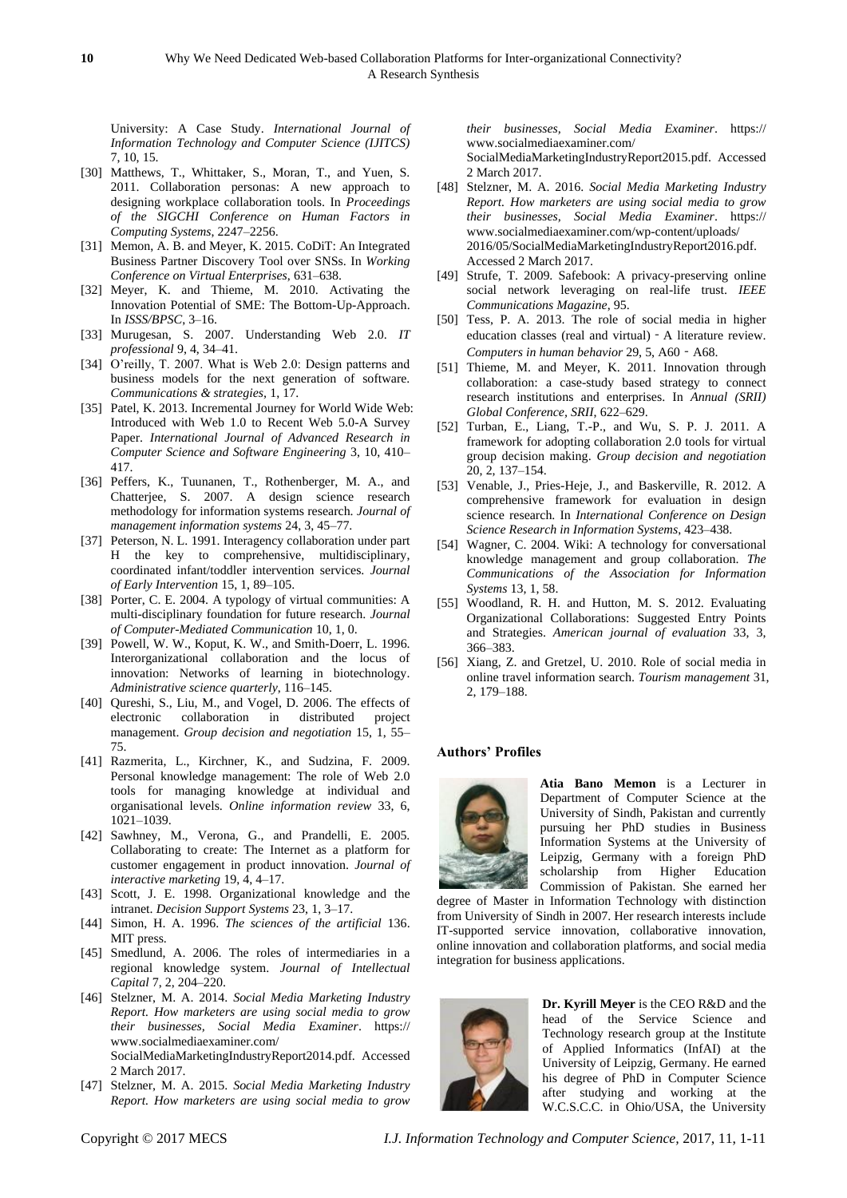University: A Case Study. *International Journal of Information Technology and Computer Science (IJITCS)* 7, 10, 15.

[30] Matthews, T., Whittaker, S., Moran, T., and Yuen, S. 2011. Collaboration personas: A new approach to designing workplace collaboration tools. In *Proceedings of the SIGCHI Conference on Human Factors in Computing Systems*, 2247–2256.

[31] Memon, A. B. and Meyer, K. 2015. CoDiT: An Integrated Business Partner Discovery Tool over SNSs. In *Working Conference on Virtual Enterprises*, 631–638.

[32] Meyer, K. and Thieme, M. 2010. Activating the Innovation Potential of SME: The Bottom-Up-Approach. In *ISSS/BPSC*, 3–16.

[33] Murugesan, S. 2007. Understanding Web 2.0. *IT professional* 9, 4, 34–41.

[34] O'reilly, T. 2007. What is Web 2.0: Design patterns and business models for the next generation of software. *Communications & strategies*, 1, 17.

[35] Patel, K. 2013. Incremental Journey for World Wide Web: Introduced with Web 1.0 to Recent Web 5.0-A Survey Paper. *International Journal of Advanced Research in Computer Science and Software Engineering* 3, 10, 410–417.

[36] Peffers, K., Tuunanen, T., Rothenberger, M. A., and Chatterjee, S. 2007. A design science research methodology for information systems research. *Journal of management information systems* 24, 3, 45–77.

[37] Peterson, N. L. 1991. Interagency collaboration under part H the key to comprehensive, multidisciplinary, coordinated infant/toddler intervention services. *Journal of Early Intervention* 15, 1, 89–105.

[38] Porter, C. E. 2004. A typology of virtual communities: A multi-disciplinary foundation for future research. *Journal of Computer-Mediated Communication* 10, 1, 0.

[39] Powell, W. W., Koput, K. W., and Smith-Doerr, L. 1996. Interorganizational collaboration and the locus of innovation: Networks of learning in biotechnology. *Administrative science quarterly*, 116–145.

[40] Qureshi, S., Liu, M., and Vogel, D. 2006. The effects of electronic collaboration in distributed project management. *Group decision and negotiation* 15, 1, 55–75.

[41] Razmerita, L., Kirchner, K., and Sudzina, F. 2009. Personal knowledge management: The role of Web 2.0 tools for managing knowledge at individual and organisational levels. *Online information review* 33, 6, 1021–1039.

[42] Sawhney, M., Verona, G., and Prandelli, E. 2005. Collaborating to create: The Internet as a platform for customer engagement in product innovation. *Journal of interactive marketing* 19, 4, 4–17.

[43] Scott, J. E. 1998. Organizational knowledge and the intranet. *Decision Support Systems* 23, 1, 3–17.

[44] Simon, H. A. 1996. *The sciences of the artificial* 136. MIT press.

[45] Smedlund, A. 2006. The roles of intermediaries in a regional knowledge system. *Journal of Intellectual Capital* 7, 2, 204–220.

[46] Stelzner, M. A. 2014. *Social Media Marketing Industry Report. How marketers are using social media to grow their businesses, Social Media Examiner*. https:// www.socialmediaexaminer.com/ SocialMediaMarketingIndustryReport2014.pdf. Accessed 2 March 2017.

[47] Stelzner, M. A. 2015. *Social Media Marketing Industry Report. How marketers are using social media to grow their businesses, Social Media Examiner*. https:// www.socialmediaexaminer.com/ SocialMediaMarketingIndustryReport2015.pdf. Accessed 2 March 2017.

[48] Stelzner, M. A. 2016. *Social Media Marketing Industry Report. How marketers are using social media to grow their businesses, Social Media Examiner*. https:// www.socialmediaexaminer.com/wp-content/uploads/ 2016/05/SocialMediaMarketingIndustryReport2016.pdf. Accessed 2 March 2017.

[49] Strufe, T. 2009. Safebook: A privacy-preserving online social network leveraging on real-life trust. *IEEE Communications Magazine*, 95.

[50] Tess, P. A. 2013. The role of social media in higher education classes (real and virtual) ‐ A literature review. *Computers in human behavior* 29, 5, A60 ‐ A68.

[51] Thieme, M. and Meyer, K. 2011. Innovation through collaboration: a case-study based strategy to connect research institutions and enterprises. In *Annual (SRII) Global Conference, SRII*, 622–629.

[52] Turban, E., Liang, T.-P., and Wu, S. P. J. 2011. A framework for adopting collaboration 2.0 tools for virtual group decision making. *Group decision and negotiation* 20, 2, 137–154.

[53] Venable, J., Pries-Heje, J., and Baskerville, R. 2012. A comprehensive framework for evaluation in design science research. In *International Conference on Design Science Research in Information Systems*, 423–438.

[54] Wagner, C. 2004. Wiki: A technology for conversational knowledge management and group collaboration. *The Communications of the Association for Information Systems* 13, 1, 58.

[55] Woodland, R. H. and Hutton, M. S. 2012. Evaluating Organizational Collaborations: Suggested Entry Points and Strategies. *American journal of evaluation* 33, 3, 366–383.

[56] Xiang, Z. and Gretzel, U. 2010. Role of social media in online travel information search. *Tourism management* 31, 2, 179–188.

## Authors' Profiles

**Atia Bano Memon** is a Lecturer in Department of Computer Science at the University of Sindh, Pakistan and currently pursuing her PhD studies in Business Information Systems at the University of Leipzig, Germany with a foreign PhD scholarship from Higher Education Commission of Pakistan. She earned her degree of Master in Information Technology with distinction from University of Sindh in 2007. Her research interests include IT-supported service innovation, collaborative innovation, online innovation and collaboration platforms, and social media integration for business applications.

**Dr. Kyrill Meyer** is the CEO R&D and the head of the Service Science and Technology research group at the Institute of Applied Informatics (InfAI) at the University of Leipzig, Germany. He earned his degree of PhD in Computer Science after studying and working at the W.C.S.C.C. in Ohio/USA, the University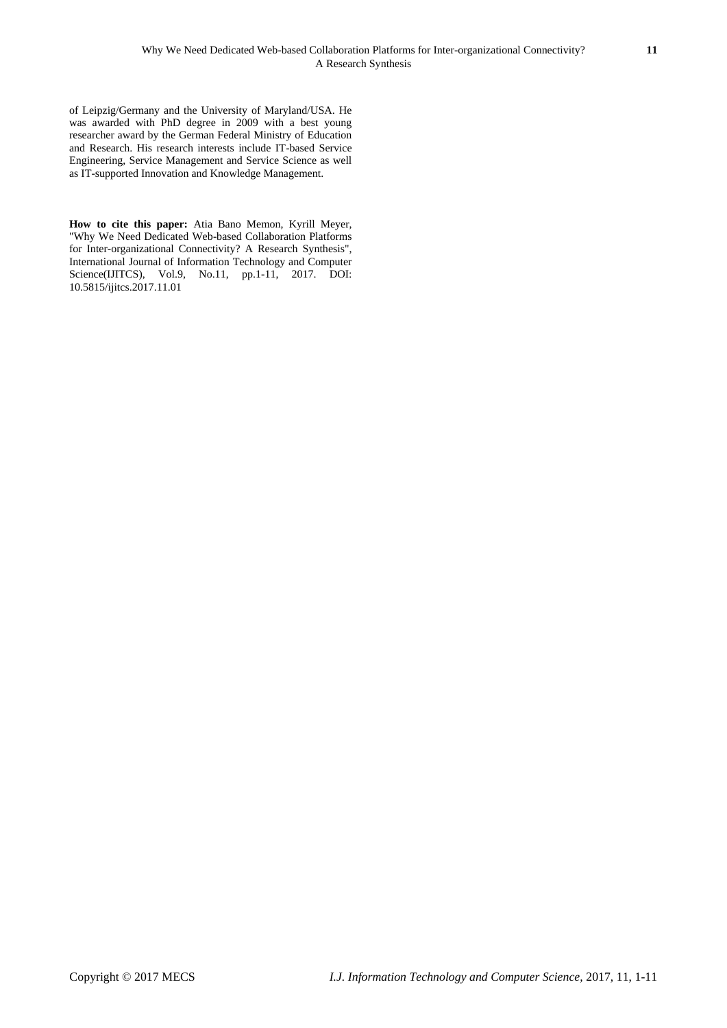of Leipzig/Germany and the University of Maryland/USA. He was awarded with PhD degree in 2009 with a best young researcher award by the German Federal Ministry of Education and Research. His research interests include IT-based Service Engineering, Service Management and Service Science as well as IT-supported Innovation and Knowledge Management.

**How to cite this paper:** Atia Bano Memon, Kyrill Meyer, "Why We Need Dedicated Web-based Collaboration Platforms for Inter-organizational Connectivity? A Research Synthesis", International Journal of Information Technology and Computer Science(IJITCS), Vol.9, No.11, pp.1-11, 2017. DOI: 10.5815/ijitcs.2017.11.01